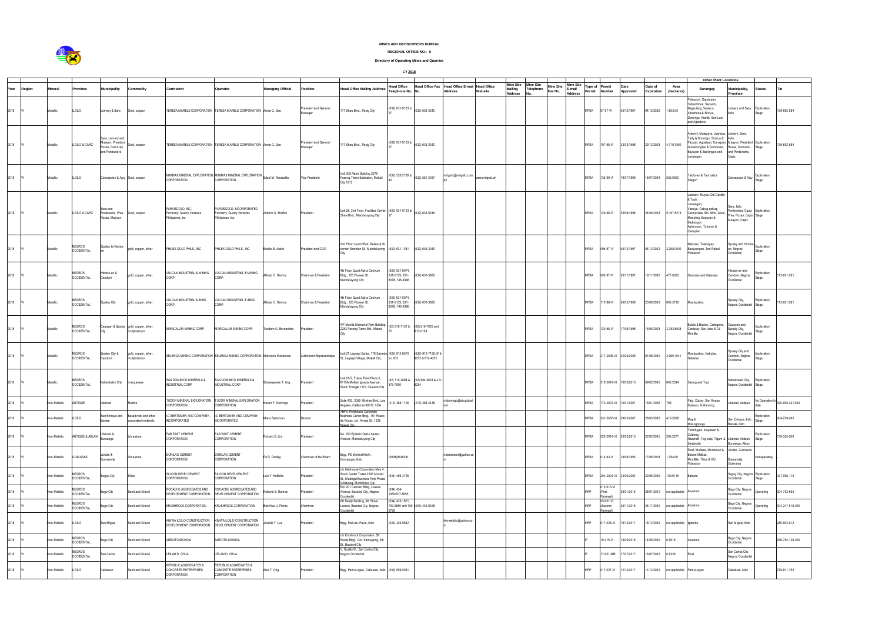**MINES AND GEOSCIENCES BUREAU**

**REGIONAL OFFICE NO.: 6**

**Directory of Operating Mines and Quarries**

**CY 2018**

| Year | Region | Mineral | Province | Municipality | Commodity | Contractor | Operator | Managing Official | Position | Head Office Mailing Address | Head Office Telephone No. | Head Office Fax No. | Head Office E-mail Address | Head Office Website | Mine Site Mailing Address | Mine Site Telephone No. | Mine Site Fax No. | Mine Site E-mail Address | Type of Permit | Permit Number | Date Approved | Date of Expiration | Area (hectares) | Other Plant Locations: Barangay | Other Plant Locations: Municipality, Province | Status | Tin |
|---|---|---|---|---|---|---|---|---|---|---|---|---|---|---|---|---|---|---|---|---|---|---|---|---|---|---|---|
| 2018 | VI | Metallic | ILOILO | Lemery & Sara | Gold, copper | TERESA MARBLE CORPORATION | TERESA MARBLE CORPORATION | Annie G. Dee | President and General Manager | 117 Shaw Blvd., Pasig City | (632) 631-9123 to 27 | (632) 633-3342 | | | | | | | MPSA | 97-97-VI | 05/12/1997 | 04/12/2022 | 1,803.00 | Poblacion, Dapdapan, Cabantohan, Sepanto, Nagsulang, Velasco, Almeñana & Sincua, Domingo, Arante, San Luis and Agbobolo | Lemery and Sara, Iloilo | Exploration Stage | 139-892-584 |
| 2018 | VI | Metallic | ILOILO & CAPIZ | Sara, Lemery and Maayon, President Roxas, Dumarao and Pontevedra | Gold, copper | TERESA MARBLE CORPORATION | TERESA MARBLE CORPORATION | Annie G. Dee | President and General Manager | 117 Shaw Blvd., Pasig City | (632) 631-9123 to 27 | (632) 633-3342 | | | | | | | MPSA | 107-98-VI | 23/03/1998 | 22/12/2023 | 4,719.7500 | Ardemil, Malapaya, Juaneza, Tady & Domingo, Sinicua & Pacuan, Agbatuan, Canapian, Quinabonglan & Guinbialan, Bayuyan & Badiangan and Lantangan | Lemery, Sara, Iloilo; Maayon, President Roxas, Dumarao and Pontevedra, Capiz | Exploration Stage | 139-892-584 |
| 2018 | VI | Metallic | ILOILO | Concepcion & Ajuy | Gold, copper | MINMAX MINERAL EXPLORATION CORPORATION | MINMAX MINERAL EXPLORATION CORPORATION | Edsel M. Abrasaldo | Vice President | Unit 305 Narra Building 2276 Pasong Tamo Extension, Makati City 1213 | (632) 552-2738 to 40 | (632) 551-3037 | mrlgold@mrlgold.com.ph | www.mrlgold.ph | | | | | MPSA | 135-99-VI | 19/07/1999 | 18/07/2024 | 535.0000 | Taloto-an & Tambaliza Silagon | Concepcion & Ajuy | Exploration Stage | |
| 2018 | VI | Metallic | ILOILO & CAPIZ | Sara and Pontevedra, Pres. Roxas, Maayon | Gold, copper | PARVISGOLD, INC. Formerly: Quarry Ventures Philippines, Inc. | PARVISGOLD, INCORPORATED Formerly: Quarry Ventures Philippines, Inc. | Antonio G. Marfori | President | Unit 28, 2nd Floor, Facilities Center, Shaw Blvd., Mandaluyong City | (632) 631-9123 to 27 | (632) 633-5249 | | | | | | | MPSA | 129-98-VI | 25/06/1998 | 24/06/2023 | 5,197.8215 | Lataeon, Muyco, Del Castillo & Tady; Lantangan; Vacaya, Cabug-cabug, Carmenalla, Sto. Niño, Goce, Manoling, Bayuyan & Badiangan Aglimocon, Tuburan & Canapian | Sara, Iloilo Pontevedra, Capiz Pres. Roxas, Capiz Maayon, Capiz | Exploration Stage | |
| 2018 | VI | Metallic | NEGROS OCCIDENTAL | Sipalay & Hinoba-an | gold, copper, silver | PHILEX GOLD PHILS., INC | PHILEX GOLD PHILS., INC | Eulalio B. Austin | President and COO | 2nd Floor LaunchPad, Reliance St. corner Sheridan St., Mandaluyong City | (632) 631-1381 | (632) 636-3040 | | | | | | | MPSA | 096-97-VI | 05/12/1997 | 04/12/2022 | 2,268.0000 | Nabulao, Talacagay, Bacuyangan, San Rafael, Poblacion | Sipalay and Hinoba-an, Negros Occidental | Exploration Stage | |
| 2018 | VI | Metallic | NEGROS OCCIDENTAL | Hinoba-an & Candoni | gold, copper, silver | VULCAN INDUSTRIAL & MINING CORP. | VULCAN INDUSTRIAL & MINING CORP. | Alfredo C. Ramos | Chairman & President | 4th Floor Quad Alpha Centrum Bldg., 125 Pioneer St., Mandaluyong City | (632) 631-8074, 631-5139, 631-8078, 746-9396 | (632) 631-3860 | | | | | | | MPSA | 092-97-VI | 20/11/1997 | 19/11/2022 | 477.0000 | Damutan and Gatuslao | Hinoba-an and Candoni, Negros Occidental | Exploration Stage | 112-021-291 |
| 2018 | VI | Metallic | NEGROS OCCIDENTAL | Sipalay City | gold, copper, silver | VULCAN INDUSTRIAL & INING CORP. | VULCAN INDUSTRIAL & INING CORP. | Alfredo C. Ramos | Chairman & President | 4th Floor Quad Alpha Centrum Bldg., 125 Pioneer St., Mandaluyong City | (632) 631-8074, 631-5139, 631-8078, 746-9396 | (632) 631-3860 | | | | | | | MPSA | 113-98-VI | 26/05/1998 | 25/06/2023 | 808.5719 | Manlucahoc | Sipalay City, Negros Occidental | Exploration Stage | 112-021-291 |
| 2018 | VI | Metallic | NEGROS OCCIDENTAL | Cauayan & Sipalay City | gold, copper, silver, molybdenum | MARICALUM MINING CORP. | MARICALUM MINING CORP. | Teodoro G. Bernardino | President | 4/F Manila Memorial Park Building, 2283 Pasong Tamo Ext., Makati City | (02) 816-7161 to 72 | (02) 816-7029 and 817-0154 | | | | | | | MPSA | 120-98-VI | 17/06/1998 | 16/06/2023 | 2,763.8538 | Bulata & Baclao, Cartagena, Cambunay, San Jose & Gil Montilla | Cauayan and Sipalay City, Negros Occidental | Exploration Stage | |
| 2018 | VI | Metallic | NEGROS OCCIDENTAL | Sipalay City & Candoni | gold, copper, silver, molybdenum | SELENGA MINING CORPORATION | SELENGA MINING CORPORATION | Marianne Manzanas | Authorized Representative | Unit 21 Legaspi Suites, 178 Salcedo St., Legaspi Village, Makati City | (632) 812-8670 loc 203 | (632) 812-7199; 815-9272 & 812-4251 | | | | | | | MPSA | 217-2005-VI | 02/08/2005 | 01/08/2030 | 2,965.1041 | Manlucahoc, Nabulao, Gatuslao | Sipalay City and Candoni, Negros Occidental | Exploration Stage | |
| 2018 | VI | Metallic | NEGROS OCCIDENTAL | Kabankalan City | manganese | SAN DOMINICO MINERALS & INDUSTRIAL CORP | SAN DOMINICO MINERALS & INDUSTRIAL CORP | Shakespeare T. Ang | President | Unit 21-S, Future Point Plaza II, #115A Mother Ignacia Avenue, South Triangle 1103, Quezon City | (02) 710-2898 & 376-7090 | (02) 584-9024 & 411-6294 | | | | | | | MPSA | 319-2010-VI | 10/02/2010 | 09/02/2035 | 842.2384 | Salong and Tapi | Kabankalan City, Negros Occidental | Exploration Stage | |
| 2018 | VI | Non-Metallic | ANTIQUE | Libertad | Marble | TUDOR MINERAL EXPLORATION CORPORATION | TUDOR MINERAL EXPLORATION CORPORATION | Nestor F. Domingo | President | Suite 430, 3055 Wilshire Blvd., Los Angeles, California 90010, USA | (213) 388-1106 | (213) 388-4438 | nfdomingo@sbcglobal.net | | | | | | MPSA | 170-2001-VI | 16/01/2001 | 15/01/2026 | 768 | Pajo, Cubay, San Roque, Bularoso, & Maramig | Libertad, Antique | No Operation to date. | 320-000-231-504 |
| 2018 | VI | Non-Metallic | ILOILO | San Enrique and Banate | Basalt rock and other associated materials | IC BERTUMEN AND COMPANY, INCORPORATED | IC BERTUMEN AND COMPANY, INCORPORATED | Mario Bertumen | Director | 7th Flr. Penthouse Corporate Business Center Bldg., 151 Paseo de Roxas, cor. Arnaiz St., 1226 Makati City | | | | | | | | | MPSA | 251-2007-VI | 29/03/2007 | 28/03/2032 | 419.5508 | Mapili Monogpapa | San Enrique, Iloilo Banate, Iloilo | Exploration Stage | 004-239-285 |
| 2018 | VI | Non-Metallic | ANTIQUE & AKLAN | Libertad & Buruanga | Limestone | FAR EAST CEMENT CORPORATION | FAR EAST CEMENT CORPORATION | Richard S. Lim | President | No. 153 Epifanio Delos Santos Avenue, Mandaluyong City | | | | | | | | | MPSA | 326-2010-VI | 23/02/2010 | 22/02/2035 | 296.2271 | Tinindugan, Inayawan & Codiong; Nazareth, Tag-osip, Tigum & Santander | Libertad, Antique Buruanga, Aklan | Exploration Stage | 139-395-260 |
| 2018 | VI | Non-Metallic | GUIMARAS | Jordan & Buenavista | Limestone | DORILAG CEMENT CORPORATION | DORILAG CEMENT CORPORATION | Fe D. Dorilag | Chairman of the Board | Brgy. PD Monfort-North, Dumangas, Iloilo | (0908)9149291 | | noblesniper@yahoo.com | | | | | | MPSA | 014-93-VI | 18/06/1993 | 17/06/2018 | 1,794.60 | Rizal, Melliaza, Morobuse & Balcon Melliza; Montfiler, Rizal & Old Poblacion | Jordan, Guimaras Buenavista, Guimaras | Not operating | - |
| 2018 | VI | Non-Metallic | NEGROS OCCIDENTAL | Sagay City | Silica | SILICON DEVELOPMENT CORPORATION | SILICON DEVELOPMENT CORPORATION | Luis Y. Hofileña | President | c/o Interhouse Corporation Mez 4, South Center Tower 2206 Market St., Madrigal Business Park Phase II Alabang, Muntinlupa City | (034) 495-3745 | | | | | | | | MPSA | 204-2004-VI | 23/06/2004 | 22/06/2029 | 109.5116 | Bato Bato | Sagay City, Negros Occidental | Exploration Stage | 427-096-113 |
| 2018 | VI | Non-Metallic | NEGROS OCCIDENTAL | Bago City | Sand and Gravel | ROCACHE AGGREGATES AND DEVELOPMENT CORPORATION | ROCACHE AGGREGATES AND DEVELOPMENT CORPORATION | Roberto S. Ramos | President | Rm 201 Carmen Bldg, Lizares Avenue, Bacolod City, Negros Occidental | (034) 434-1359/707-9655 | | | | | | | | MPP | 010-013-VI (First Renewal) | 29/01/2016 | 28/01/2021 | not applicable | Abuanan | Bago City, Negros Occidental | Operating | 004-732-653 |
| 2018 | VI | Non-Metallic | NEGROS OCCIDENTAL | Bago City | Sand and Gravel | KRUSHROCK CORPORATION | KRUSHROCK CORPORATION | Ban Hua U. Flores | Chairman | SK Realty Building, 6th Street Lacson, Bacolod City, Negros Occidental | (034) 433-1871, 709-9650 and 709-9726 | (034) 434-5325 | | | | | | | MPP | 05-001-VI (Second Renewal) | 25/11/2015 | 24/11/2020 | not applicable | Abuanan | Bago City, Negros Occidental | Operating | 004-247-515-000 |
| 2018 | VI | Non-Metallic | ILOILO | San Miguel | Sand and Gravel | KIMWA ILOILO CONSTRUCTION DEVELOPMENT CORPORATION | KIMWA ILOILO CONSTRUCTION DEVELOPMENT CORPORATION | Josellito Y. Lua | President | Brgy. Mali-ao, Pavia, Iloilo | (033) 329-5862 | | kimwailoilo@yahoo.com | | | | | | MPP | 017-026-VI | 19/12/2017 | 18/12/2022 | not applicable | Igtambo | San Miguel, Iloilo | | 280-902-812 |
| 2018 | VI | Non-Metallic | NEGROS OCCIDENTAL | Bago City | Sand and Gravel | ANECITO MONDIA | ANECITO MONDIA | | | c/o Krushrock Corporation, SK Realty Bldg., Cor. Kamagong, 6th St., Bacolod City | | | | | | | | | IP | 15-015-VI | 15/05/2015 | 14/05/2020 | 6.9515 | Abuanan | Bago City, Negros Occidental | | 936-754-126-000 |
| 2018 | VI | Non-Metallic | NEGROS OCCIDENTAL | San Carlos | Sand and Gravel | LEILAN D. CHUA | LEILAN D. CHUA | | | V. Gustilo St., San Carlos City, Negros Occidental | | | | | | | | | IP | 17-001-NIR | 17/07/2017 | 16/07/2022 | 6.9326 | Rizal | San Carlos City, Negros Occidental | | |
| 2018 | VI | Non-Metallic | ILOILO | Cabatuan | Sand and Gravel | REPUBLIC AGGREGATES & CONCRETE ENTERPRISES CORPORATION | REPUBLIC AGGREGATES & CONCRETE ENTERPRISES CORPORATION | Alex T. Ong | President | Brgy. Pamul-ogan, Cabatuan, Iloilo | (033) 509-0051 | | | | | | | | MPP | 017-027-VI | 12/12/2017 | 11/12/2022 | not applicable | Pamul-ogan | Cabatuan, Iloilo | | 279-811-753 |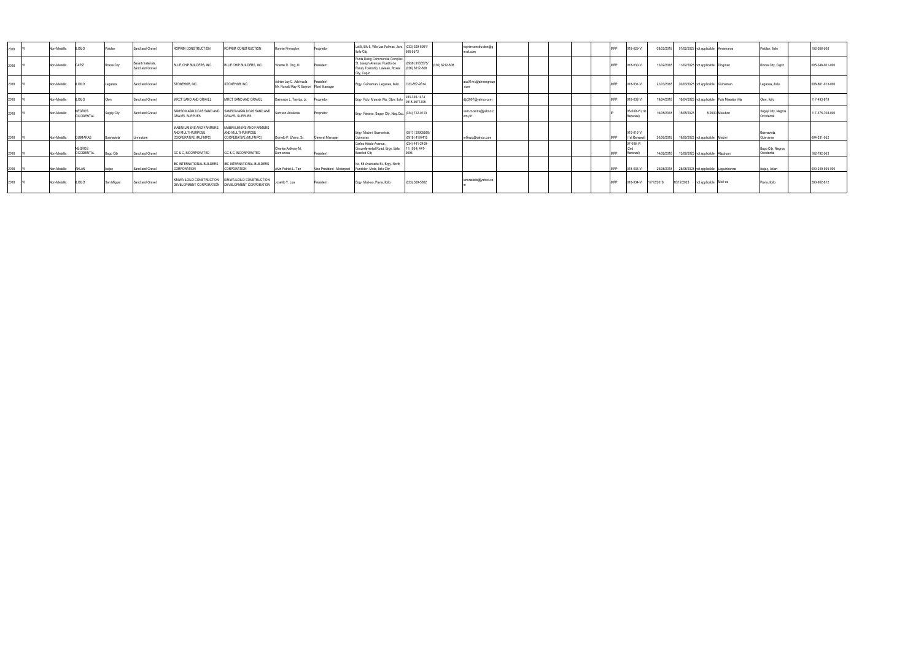| | | | | | | | | | | | | | | | | | | | | | | | | | | | | |
|---|---|---|---|---|---|---|---|---|---|---|---|---|---|---|---|---|---|---|---|---|---|---|---|---|---|---|---|---|
| 2018 | VI | Non-Metallic | ILOILO | Pototan | Sand and Gravel | ROPRIM CONSTRUCTION | ROPRIM CONSTRUCTION | Ronnie Primaylon | Proprietor | Lot 5, Blk 5, Villa Las Palmas, Jaro, Iloilo City | (033) 329-6981/ 508-5573 | | roprimconstruction@gmail.com | | | | | | MPP | 018-029-VI | 08/02/2018 | 07/02/2023 | not applicable | Amamaros | Pototan, Iloilo | | 102-266-508 |
| 2018 | VI | Non-Metallic | CAPIZ | Roxas City | Basalt materials, Sand and Gravel | BLUE CHIP BUILDERS, INC. | BLUE CHIP BUILDERS, INC. | Vicente D. Ong, III | President | Punta Dulog Commercial Complex, St. Joseph Avenue, Pueblo de Panay Township, Lawaan, Roxas City, Capiz | (0939) 9163575/ (036) 6212-808 | (036) 6212-808 | | | | | | | MPP | 018-030-VI | 12/02/2018 | 11/02/2023 | not applicable | Dinginan | Roxas City, Capiz | | 005-248-001-000 |
| 2018 | VI | Non-Metallic | ILOILO | Leganes | Sand and Gravel | STONEHUB, INC. | STONEHUB, INC. | Adrian Jay C. Advincula<br>Mr. Ronald Ray R. Bayron | President<br>Plant Manager | Brgy. Guihaman, Leganes, Iloilo | 033-857-9314 | | acd01mc@afinwegroup.com | | | | | | MPP | 018-031-VI | 21/03/2018 | 20/03/2023 | not applicable | Guihaman | Leganes, Iloilo | | 008-861-013-000 |
| 2018 | VI | Non-Metallic | ILOILO | Oton | Sand and Gravel | MRCT SAND AND GRAVEL | MRCT SAND AND GRAVEL | Dalmacio L. Tamba, Jr. | Proprietor | Brgy. Pulo, Maestro Vita, Oton, Iloilo | 033-300-1474<br>0918-9671208 | | dljr2007@yahoo.com | | | | | | MPP | 018-032-VI | 19/04/2018 | 18/04/2023 | not applicable | Pulo Maestro Vita | Oton, Iloilo | | 117-493-879 |
| 2018 | VI | Non-Metallic | NEGROS OCCIDENTAL | Sagay City | Sand and Gravel | SAMSON AÑALUCAS SAND AND GRAVEL SUPPLIES | SAMSON AÑALUCAS SAND AND GRAVEL SUPPLIES | Samson Añalucas | Proprietor | Brgy. Paraiso, Sagay City, Neg.Occ. | (034) 722-0103 | | samcorsons@yahoo.com.ph | | | | | | IP | 06-009-VI (1st Renewal) | 16/05/2018 | 15/05/2023 | | 8.0000 | Malubon | Sagay City, Negros Occidental | | 117-375-708-000 |
| 2018 | VI | Non-Metallic | GUIMARAS | Buenavista | Limestone | MABINI LIMERS AND FARMERS AND MULTI-PURPOSE COOPERATIVE (MLFMPC) | MABINI LIMERS AND FARMERS AND MULTI-PURPOSE COOPERATIVE (MLFMPC) | Dionelo P. Eñano, Sr. | General Manager | Brgy. Mabini, Buenavista, Guimaras | (0917) 2090599/ (0918) 4197415 | | mlfmpc@yahoo.com | | | | | | MPP | 010-012-VI (1st Renewal) | 20/06/2018 | 19/06/2023 | not applicable | Mabini | Buenavista, Guimaras | | 004-231-052 |
| 2018 | VI | Non-Metallic | NEGROS OCCIDENTAL | Bago City | Sand and Gravel | GC & C, INCORPORATED | GC & C, INCORPORATED | Charles Anthony M. Dumancas | President | Carlos Hilado Avenue, Circumferential Road, Brgy. Bata, Bacolod City | (034) 441-2409-11/ (034) 441-9693 | | | | | | | | MPP | 07-036-VI (2nd Renewal) | 14/08/2018 | 13/08/2023 | not applicable | Atipuluan | Bago City, Negros Occidental | | 162-792-563 |
| 2018 | VI | Non-Metallic | AKLAN | Ibajay | Sand and Gravel | IBC INTERNATIONAL BUILDERS CORPORATION | IBC INTERNATIONAL BUILDERS CORPORATION | Alvin Patrick L. Tan | Vice President - Motorpool | No. 58 Avanceña St., Brgy. North Fundidor, Molo, Iloilo City | | | | | | | | | MPP | 018-033-VI | 29/08/2018 | 28/08/2023 | not applicable | Laguinbanwa | Ibajay, Aklan | | 000-249-935-000 |
| 2018 | VI | Non-Metallic | ILOILO | San Miguel | Sand and Gravel | KIMWA ILOILO CONSTRUCTION DEVELOPMENT CORPORATION | KIMWA ILOILO CONSTRUCTION DEVELOPMENT CORPORATION | Joselito Y. Lua | President | Brgy. Mali-ao, Pavia, Iloilo | (033) 329-5862 | | kimwailoilo@yahoo.com | | | | | | MPP | 018-034-VI | 17/12/2018 | 16/12/2023 | not applicable | Mali-ao | Pavia, Iloilo | | 280-902-812 |